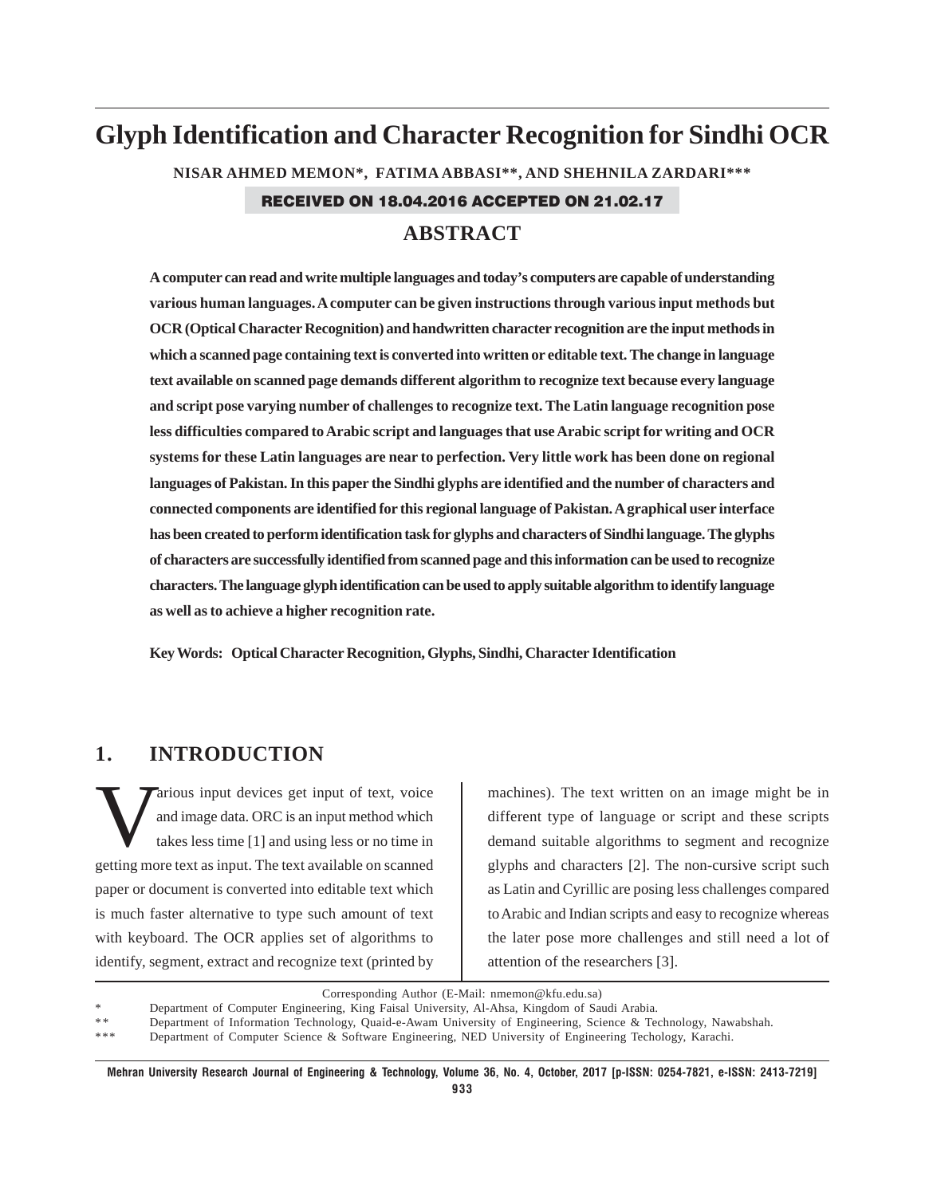# Glyph Identification and Character Recognition for Sindhi OCR

**NISAR AHMED MEMON\*, FATIMA ABBASI\*\*, AND SHEHNILA ZARDARI\*\*\***

**RECEIVED ON 18.04.2016 ACCEPTED ON 21.02.17**

## ABSTRACT

**A computer can read and write multiple languages and today's computers are capable of understanding various human languages. A computer can be given instructions through various input methods but OCR (Optical Character Recognition) and handwritten character recognition are the input methods in which a scanned page containing text is converted into written or editable text. The change in language text available on scanned page demands different algorithm to recognize text because every language and script pose varying number of challenges to recognize text. The Latin language recognition pose less difficulties compared to Arabic script and languages that use Arabic script for writing and OCR systems for these Latin languages are near to perfection. Very little work has been done on regional languages of Pakistan. In this paper the Sindhi glyphs are identified and the number of characters and connected components are identified for this regional language of Pakistan. A graphical user interface has been created to perform identification task for glyphs and characters of Sindhi language. The glyphs of characters are successfully identified from scanned page and this information can be used to recognize characters. The language glyph identification can be used to apply suitable algorithm to identify language as well as to achieve a higher recognition rate.**

**Key Words: Optical Character Recognition, Glyphs, Sindhi, Character Identification**

## 1. INTRODUCTION

Various input devices get input of text, voice and image data. ORC is an input method which takes less time [1] and using less or no time in getting more text as input. The text available on scanned paper or document is converted into editable text which is much faster alternative to type such amount of text with keyboard. The OCR applies set of algorithms to identify, segment, extract and recognize text (printed by machines). The text written on an image might be in different type of language or script and these scripts demand suitable algorithms to segment and recognize glyphs and characters [2]. The non-cursive script such as Latin and Cyrillic are posing less challenges compared to Arabic and Indian scripts and easy to recognize whereas the later pose more challenges and still need a lot of attention of the researchers [3].

Corresponding Author (E-Mail: nmemon@kfu.edu.sa)

\* Department of Computer Engineering, King Faisal University, Al-Ahsa, Kingdom of Saudi Arabia.

\*\* Department of Information Technology, Quaid-e-Awam University of Engineering, Science & Technology, Nawabshah.

\*\*\* Department of Computer Science & Software Engineering, NED University of Engineering Techology, Karachi.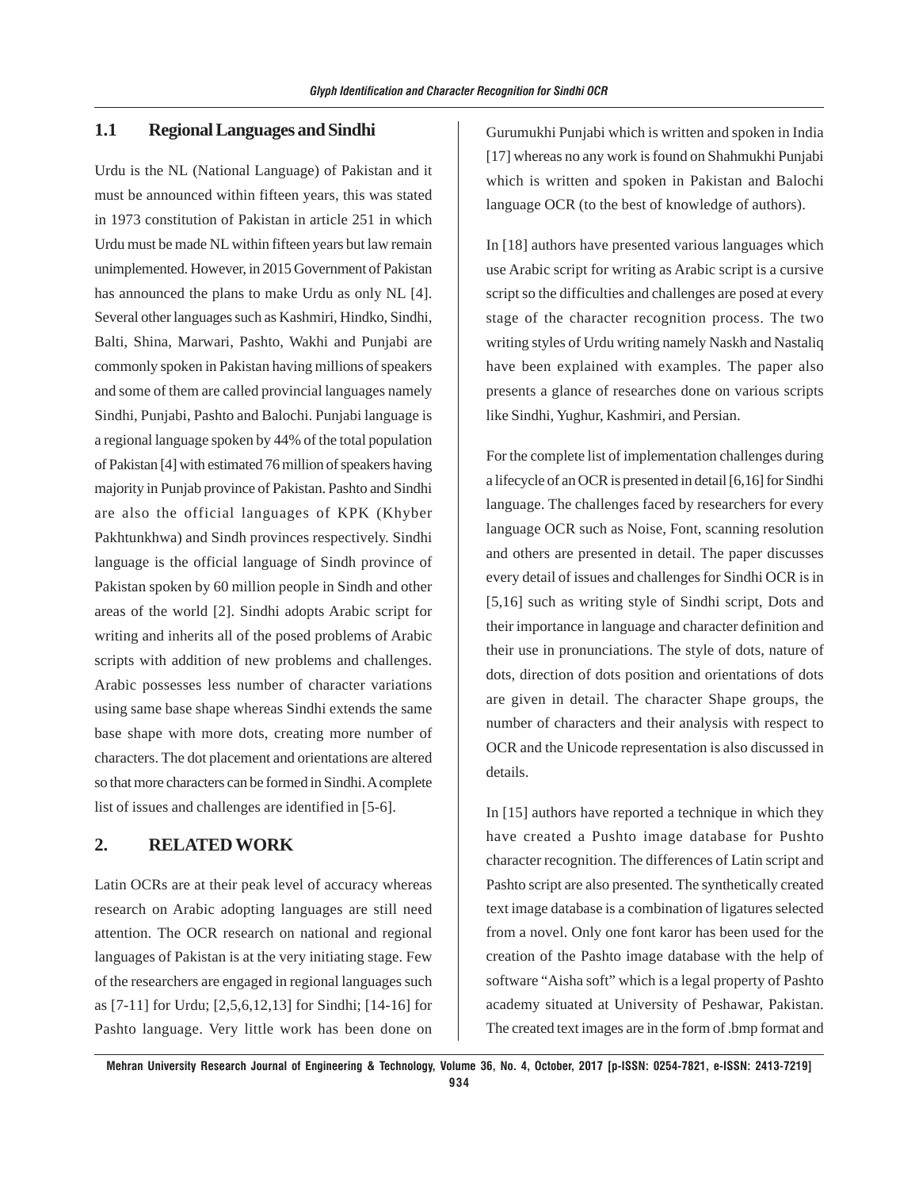## 1.1 Regional Languages and Sindhi

Urdu is the NL (National Language) of Pakistan and it must be announced within fifteen years, this was stated in 1973 constitution of Pakistan in article 251 in which Urdu must be made NL within fifteen years but law remain unimplemented. However, in 2015 Government of Pakistan has announced the plans to make Urdu as only NL [4]. Several other languages such as Kashmiri, Hindko, Sindhi, Balti, Shina, Marwari, Pashto, Wakhi and Punjabi are commonly spoken in Pakistan having millions of speakers and some of them are called provincial languages namely Sindhi, Punjabi, Pashto and Balochi. Punjabi language is a regional language spoken by 44% of the total population of Pakistan [4] with estimated 76 million of speakers having majority in Punjab province of Pakistan. Pashto and Sindhi are also the official languages of KPK (Khyber Pakhtunkhwa) and Sindh provinces respectively. Sindhi language is the official language of Sindh province of Pakistan spoken by 60 million people in Sindh and other areas of the world [2]. Sindhi adopts Arabic script for writing and inherits all of the posed problems of Arabic scripts with addition of new problems and challenges. Arabic possesses less number of character variations using same base shape whereas Sindhi extends the same base shape with more dots, creating more number of characters. The dot placement and orientations are altered so that more characters can be formed in Sindhi. A complete list of issues and challenges are identified in [5-6].

# 2. RELATED WORK

Latin OCRs are at their peak level of accuracy whereas research on Arabic adopting languages are still need attention. The OCR research on national and regional languages of Pakistan is at the very initiating stage. Few of the researchers are engaged in regional languages such as [7-11] for Urdu; [2,5,6,12,13] for Sindhi; [14-16] for Pashto language. Very little work has been done on Gurumukhi Punjabi which is written and spoken in India [17] whereas no any work is found on Shahmukhi Punjabi which is written and spoken in Pakistan and Balochi language OCR (to the best of knowledge of authors).

In [18] authors have presented various languages which use Arabic script for writing as Arabic script is a cursive script so the difficulties and challenges are posed at every stage of the character recognition process. The two writing styles of Urdu writing namely Naskh and Nastaliq have been explained with examples. The paper also presents a glance of researches done on various scripts like Sindhi, Yughur, Kashmiri, and Persian.

For the complete list of implementation challenges during a lifecycle of an OCR is presented in detail [6,16] for Sindhi language. The challenges faced by researchers for every language OCR such as Noise, Font, scanning resolution and others are presented in detail. The paper discusses every detail of issues and challenges for Sindhi OCR is in [5,16] such as writing style of Sindhi script, Dots and their importance in language and character definition and their use in pronunciations. The style of dots, nature of dots, direction of dots position and orientations of dots are given in detail. The character Shape groups, the number of characters and their analysis with respect to OCR and the Unicode representation is also discussed in details.

In [15] authors have reported a technique in which they have created a Pushto image database for Pushto character recognition. The differences of Latin script and Pashto script are also presented. The synthetically created text image database is a combination of ligatures selected from a novel. Only one font karor has been used for the creation of the Pashto image database with the help of software "Aisha soft" which is a legal property of Pashto academy situated at University of Peshawar, Pakistan. The created text images are in the form of .bmp format and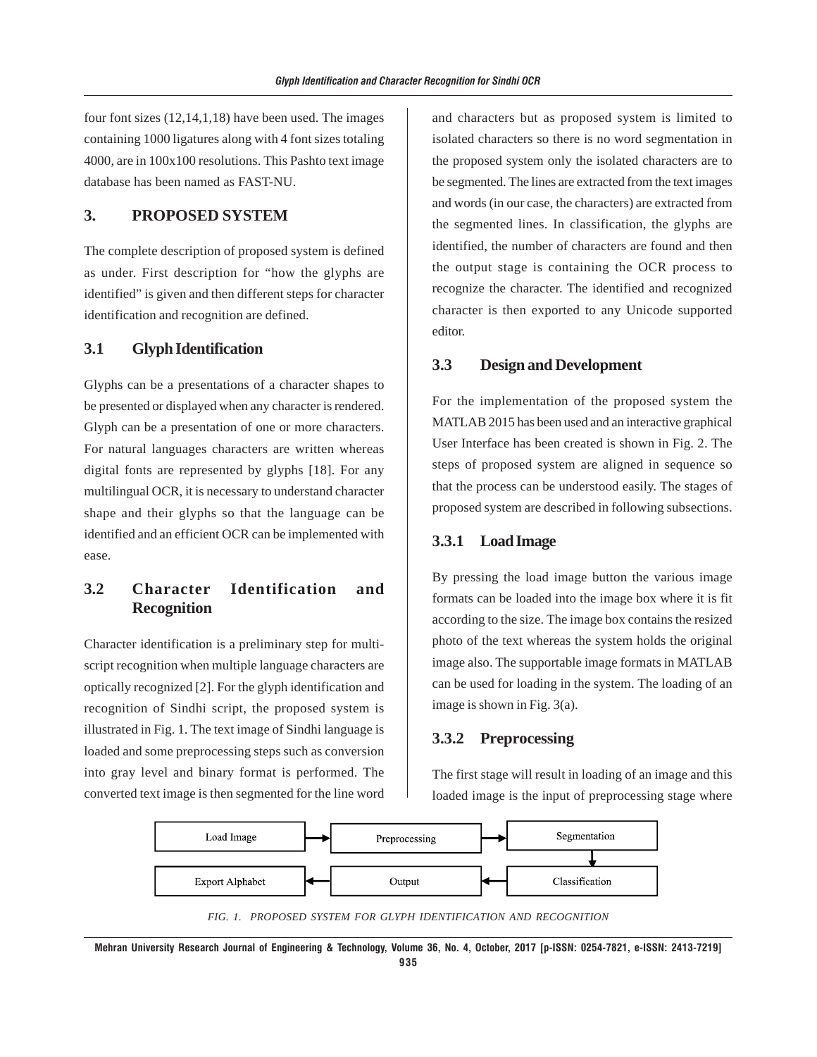four font sizes (12,14,1,18) have been used. The images containing 1000 ligatures along with 4 font sizes totaling 4000, are in 100x100 resolutions. This Pashto text image database has been named as FAST-NU.

## 3. PROPOSED SYSTEM

The complete description of proposed system is defined as under. First description for "how the glyphs are identified" is given and then different steps for character identification and recognition are defined.

### 3.1 Glyph Identification

Glyphs can be a presentations of a character shapes to be presented or displayed when any character is rendered. Glyph can be a presentation of one or more characters. For natural languages characters are written whereas digital fonts are represented by glyphs [18]. For any multilingual OCR, it is necessary to understand character shape and their glyphs so that the language can be identified and an efficient OCR can be implemented with ease.

### 3.2 Character Identification and Recognition

Character identification is a preliminary step for multi-script recognition when multiple language characters are optically recognized [2]. For the glyph identification and recognition of Sindhi script, the proposed system is illustrated in Fig. 1. The text image of Sindhi language is loaded and some preprocessing steps such as conversion into gray level and binary format is performed. The converted text image is then segmented for the line word and characters but as proposed system is limited to isolated characters so there is no word segmentation in the proposed system only the isolated characters are to be segmented. The lines are extracted from the text images and words (in our case, the characters) are extracted from the segmented lines. In classification, the glyphs are identified, the number of characters are found and then the output stage is containing the OCR process to recognize the character. The identified and recognized character is then exported to any Unicode supported editor.

### 3.3 Design and Development

For the implementation of the proposed system the MATLAB 2015 has been used and an interactive graphical User Interface has been created is shown in Fig. 2. The steps of proposed system are aligned in sequence so that the process can be understood easily. The stages of proposed system are described in following subsections.

#### 3.3.1 Load Image

By pressing the load image button the various image formats can be loaded into the image box where it is fit according to the size. The image box contains the resized photo of the text whereas the system holds the original image also. The supportable image formats in MATLAB can be used for loading in the system. The loading of an image is shown in Fig. 3(a).

#### 3.3.2 Preprocessing

The first stage will result in loading of an image and this loaded image is the input of preprocessing stage where

Load Image → Preprocessing → Segmentation → Classification → Output → Export Alphabet

*FIG. 1. PROPOSED SYSTEM FOR GLYPH IDENTIFICATION AND RECOGNITION*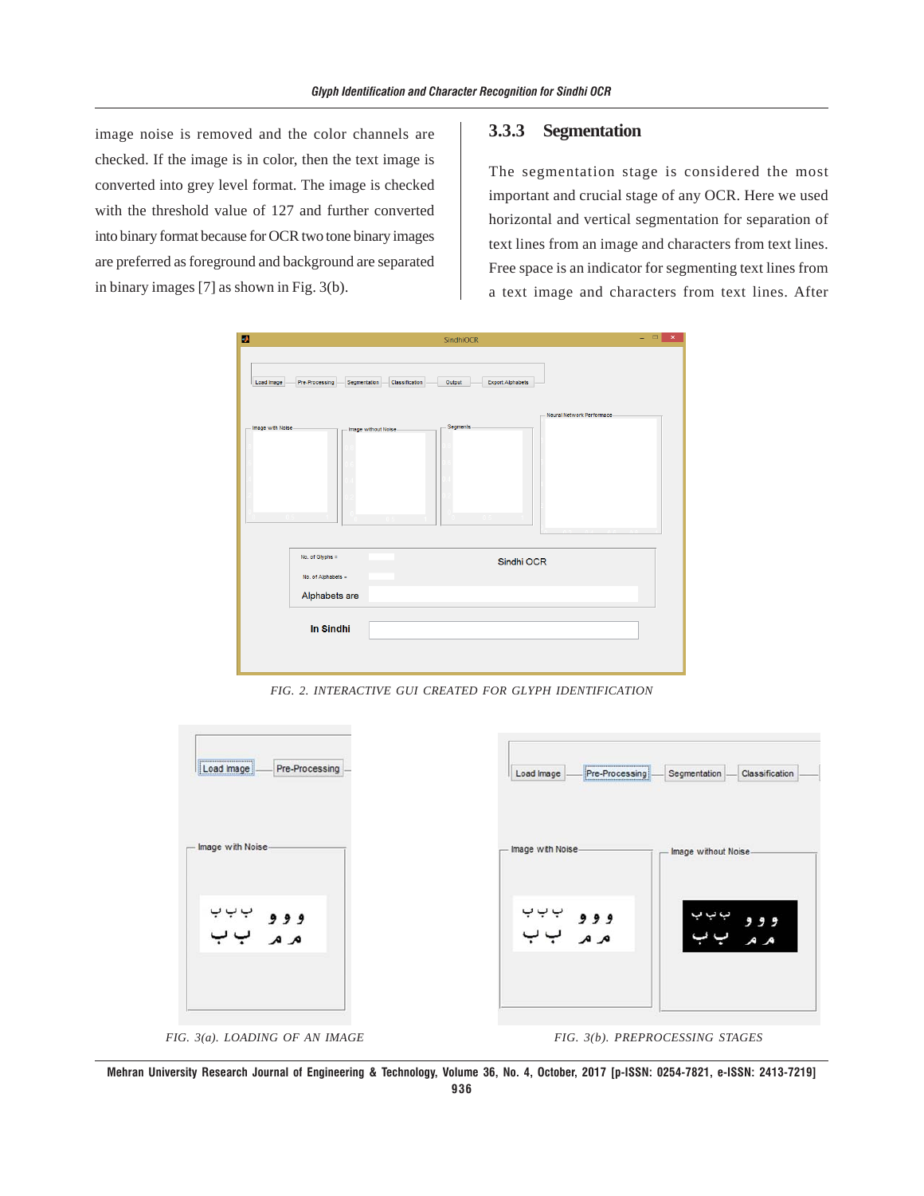image noise is removed and the color channels are checked. If the image is in color, then the text image is converted into grey level format. The image is checked with the threshold value of 127 and further converted into binary format because for OCR two tone binary images are preferred as foreground and background are separated in binary images [7] as shown in Fig. 3(b).

### 3.3.3 Segmentation

The segmentation stage is considered the most important and crucial stage of any OCR. Here we used horizontal and vertical segmentation for separation of text lines from an image and characters from text lines. Free space is an indicator for segmenting text lines from a text image and characters from text lines. After

FIG. 2. INTERACTIVE GUI CREATED FOR GLYPH IDENTIFICATION

FIG. 3(a). LOADING OF AN IMAGE

FIG. 3(b). PREPROCESSING STAGES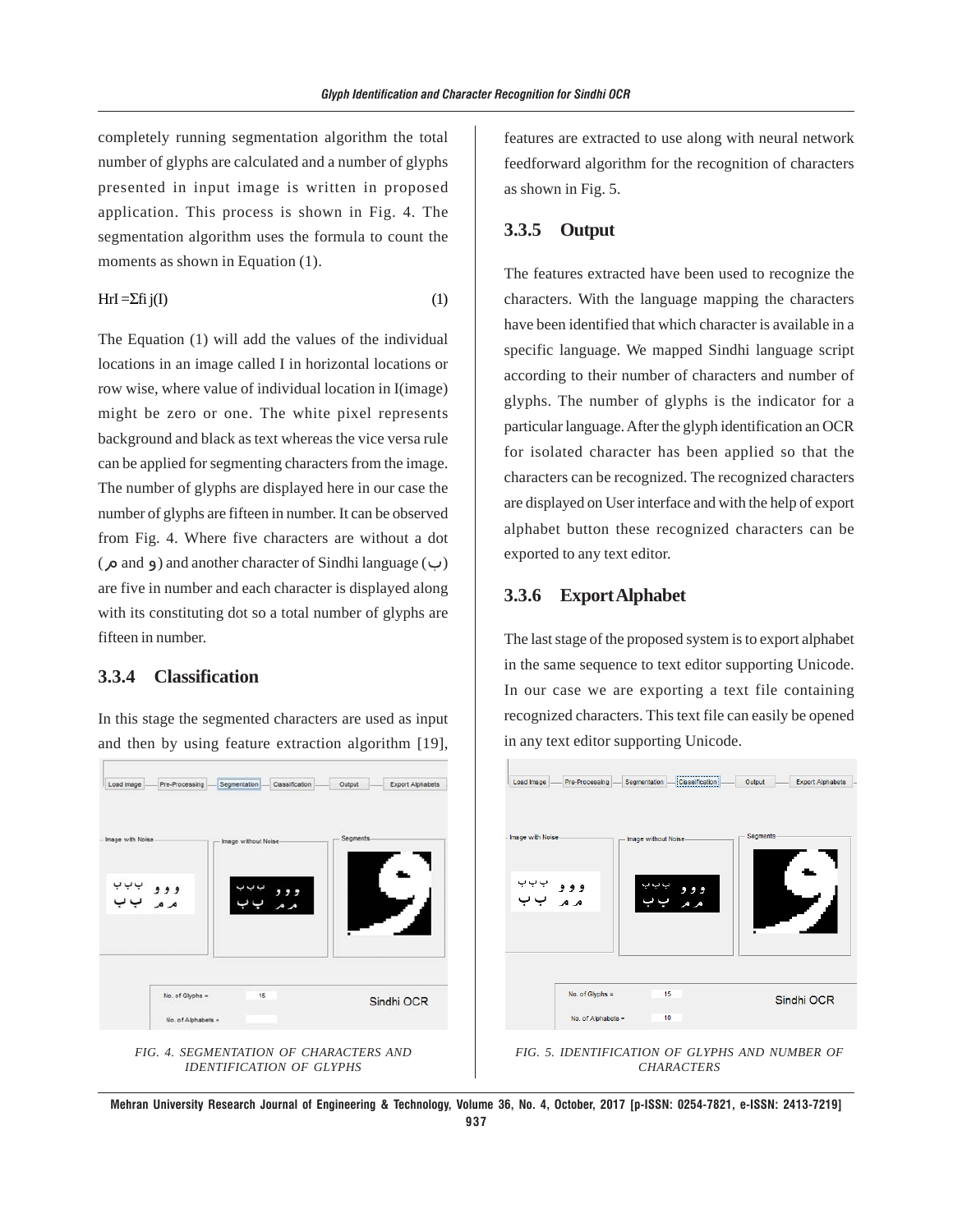completely running segmentation algorithm the total number of glyphs are calculated and a number of glyphs presented in input image is written in proposed application. This process is shown in Fig. 4. The segmentation algorithm uses the formula to count the moments as shown in Equation (1).

$$HrI = \Sigma fi\, j(I) \quad (1)$$

The Equation (1) will add the values of the individual locations in an image called I in horizontal locations or row wise, where value of individual location in I(image) might be zero or one. The white pixel represents background and black as text whereas the vice versa rule can be applied for segmenting characters from the image. The number of glyphs are displayed here in our case the number of glyphs are fifteen in number. It can be observed from Fig. 4. Where five characters are without a dot (م and و) and another character of Sindhi language (ٻ) are five in number and each character is displayed along with its constituting dot so a total number of glyphs are fifteen in number.

### 3.3.4 Classification

In this stage the segmented characters are used as input and then by using feature extraction algorithm [19], features are extracted to use along with neural network feedforward algorithm for the recognition of characters as shown in Fig. 5.

FIG. 4. SEGMENTATION OF CHARACTERS AND IDENTIFICATION OF GLYPHS

### 3.3.5 Output

The features extracted have been used to recognize the characters. With the language mapping the characters have been identified that which character is available in a specific language. We mapped Sindhi language script according to their number of characters and number of glyphs. The number of glyphs is the indicator for a particular language. After the glyph identification an OCR for isolated character has been applied so that the characters can be recognized. The recognized characters are displayed on User interface and with the help of export alphabet button these recognized characters can be exported to any text editor.

### 3.3.6 Export Alphabet

The last stage of the proposed system is to export alphabet in the same sequence to text editor supporting Unicode. In our case we are exporting a text file containing recognized characters. This text file can easily be opened in any text editor supporting Unicode.

FIG. 5. IDENTIFICATION OF GLYPHS AND NUMBER OF CHARACTERS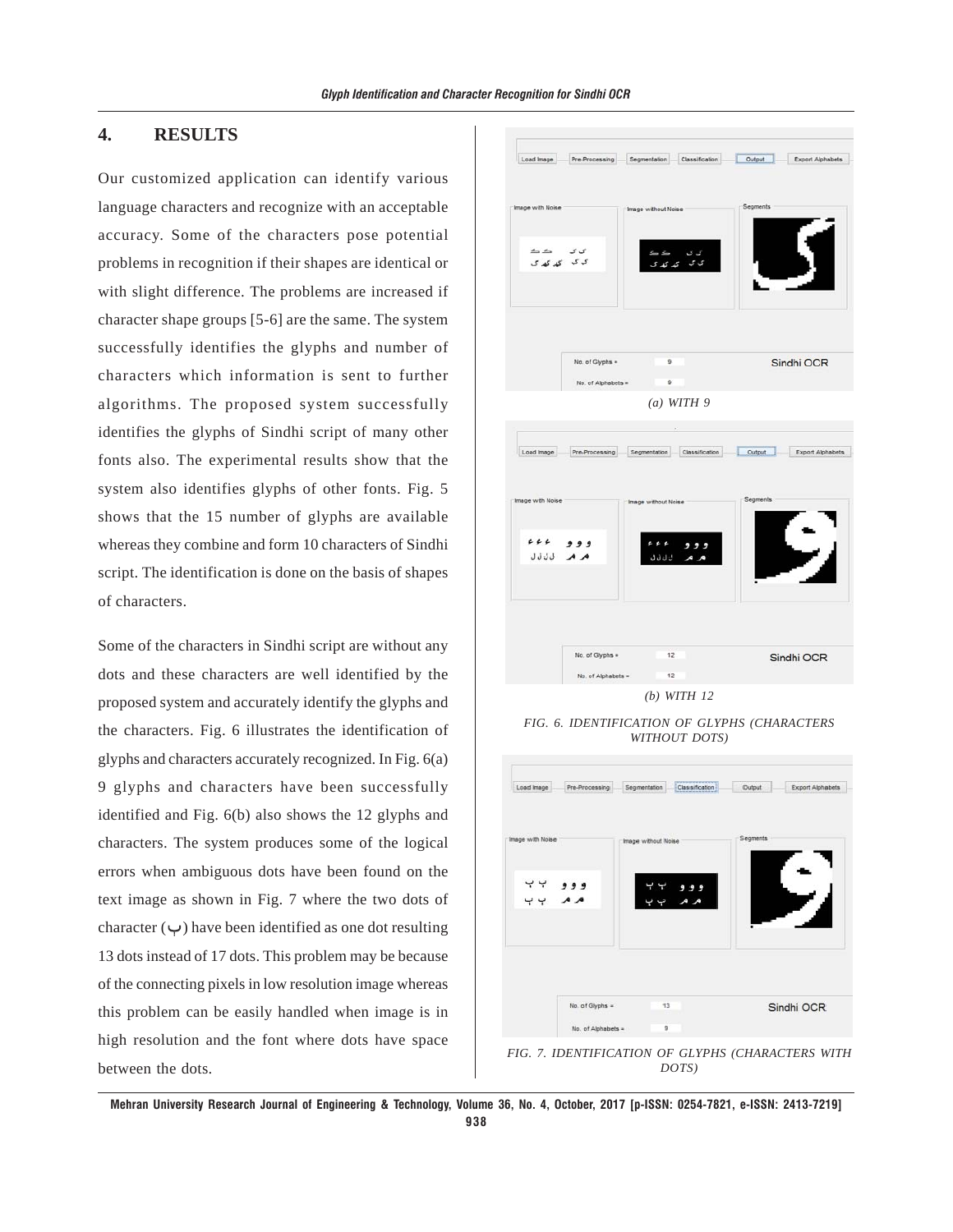## 4. RESULTS

Our customized application can identify various language characters and recognize with an acceptable accuracy. Some of the characters pose potential problems in recognition if their shapes are identical or with slight difference. The problems are increased if character shape groups [5-6] are the same. The system successfully identifies the glyphs and number of characters which information is sent to further algorithms. The proposed system successfully identifies the glyphs of Sindhi script of many other fonts also. The experimental results show that the system also identifies glyphs of other fonts. Fig. 5 shows that the 15 number of glyphs are available whereas they combine and form 10 characters of Sindhi script. The identification is done on the basis of shapes of characters.

Some of the characters in Sindhi script are without any dots and these characters are well identified by the proposed system and accurately identify the glyphs and the characters. Fig. 6 illustrates the identification of glyphs and characters accurately recognized. In Fig. 6(a) 9 glyphs and characters have been successfully identified and Fig. 6(b) also shows the 12 glyphs and characters. The system produces some of the logical errors when ambiguous dots have been found on the text image as shown in Fig. 7 where the two dots of character (ب) have been identified as one dot resulting 13 dots instead of 17 dots. This problem may be because of the connecting pixels in low resolution image whereas this problem can be easily handled when image is in high resolution and the font where dots have space between the dots.

*(a) WITH 9*

*(b) WITH 12*

*FIG. 6. IDENTIFICATION OF GLYPHS (CHARACTERS WITHOUT DOTS)*

*FIG. 7. IDENTIFICATION OF GLYPHS (CHARACTERS WITH DOTS)*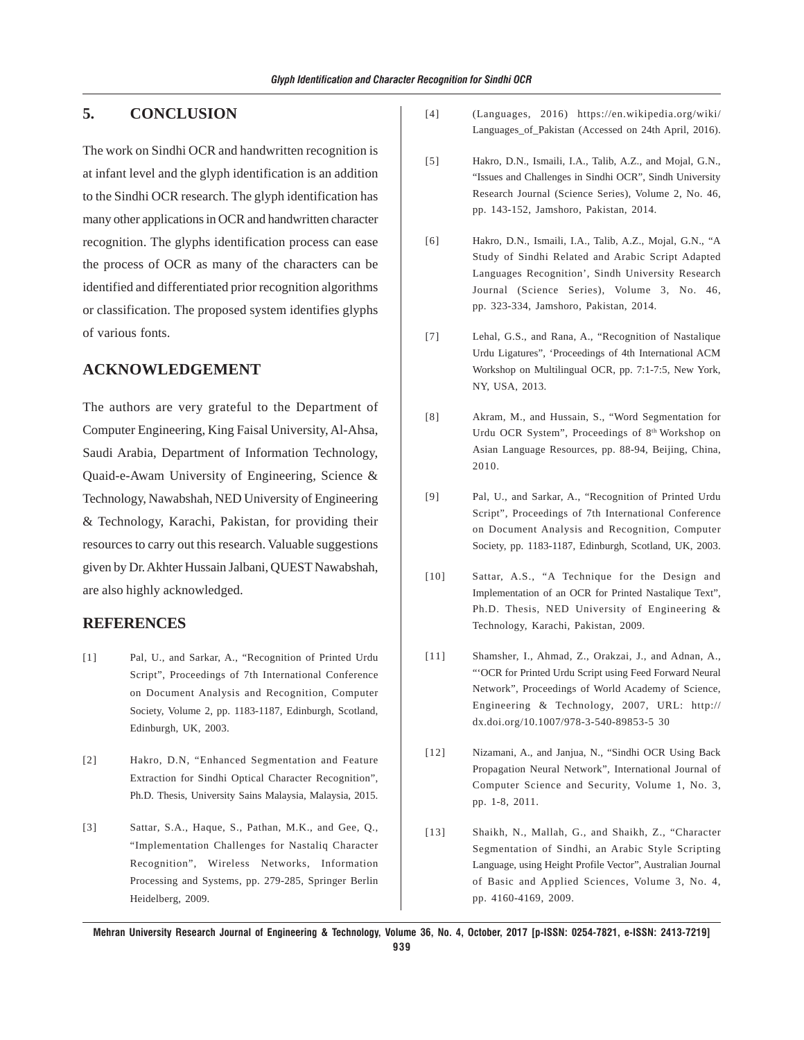## 5. CONCLUSION

The work on Sindhi OCR and handwritten recognition is at infant level and the glyph identification is an addition to the Sindhi OCR research. The glyph identification has many other applications in OCR and handwritten character recognition. The glyphs identification process can ease the process of OCR as many of the characters can be identified and differentiated prior recognition algorithms or classification. The proposed system identifies glyphs of various fonts.

## ACKNOWLEDGEMENT

The authors are very grateful to the Department of Computer Engineering, King Faisal University, Al-Ahsa, Saudi Arabia, Department of Information Technology, Quaid-e-Awam University of Engineering, Science & Technology, Nawabshah, NED University of Engineering & Technology, Karachi, Pakistan, for providing their resources to carry out this research. Valuable suggestions given by Dr. Akhter Hussain Jalbani, QUEST Nawabshah, are also highly acknowledged.

## REFERENCES

[1] Pal, U., and Sarkar, A., "Recognition of Printed Urdu Script", Proceedings of 7th International Conference on Document Analysis and Recognition, Computer Society, Volume 2, pp. 1183-1187, Edinburgh, Scotland, Edinburgh, UK, 2003.

[2] Hakro, D.N, "Enhanced Segmentation and Feature Extraction for Sindhi Optical Character Recognition", Ph.D. Thesis, University Sains Malaysia, Malaysia, 2015.

[3] Sattar, S.A., Haque, S., Pathan, M.K., and Gee, Q., "Implementation Challenges for Nastaliq Character Recognition", Wireless Networks, Information Processing and Systems, pp. 279-285, Springer Berlin Heidelberg, 2009.

[4] (Languages, 2016) https://en.wikipedia.org/wiki/Languages_of_Pakistan (Accessed on 24th April, 2016).

[5] Hakro, D.N., Ismaili, I.A., Talib, A.Z., and Mojal, G.N., "Issues and Challenges in Sindhi OCR", Sindh University Research Journal (Science Series), Volume 2, No. 46, pp. 143-152, Jamshoro, Pakistan, 2014.

[6] Hakro, D.N., Ismaili, I.A., Talib, A.Z., Mojal, G.N., "A Study of Sindhi Related and Arabic Script Adapted Languages Recognition', Sindh University Research Journal (Science Series), Volume 3, No. 46, pp. 323-334, Jamshoro, Pakistan, 2014.

[7] Lehal, G.S., and Rana, A., "Recognition of Nastalique Urdu Ligatures", 'Proceedings of 4th International ACM Workshop on Multilingual OCR, pp. 7:1-7:5, New York, NY, USA, 2013.

[8] Akram, M., and Hussain, S., "Word Segmentation for Urdu OCR System", Proceedings of 8th Workshop on Asian Language Resources, pp. 88-94, Beijing, China, 2010.

[9] Pal, U., and Sarkar, A., "Recognition of Printed Urdu Script", Proceedings of 7th International Conference on Document Analysis and Recognition, Computer Society, pp. 1183-1187, Edinburgh, Scotland, UK, 2003.

[10] Sattar, A.S., "A Technique for the Design and Implementation of an OCR for Printed Nastalique Text", Ph.D. Thesis, NED University of Engineering & Technology, Karachi, Pakistan, 2009.

[11] Shamsher, I., Ahmad, Z., Orakzai, J., and Adnan, A., "'OCR for Printed Urdu Script using Feed Forward Neural Network", Proceedings of World Academy of Science, Engineering & Technology, 2007, URL: http://dx.doi.org/10.1007/978-3-540-89853-5 30

[12] Nizamani, A., and Janjua, N., "Sindhi OCR Using Back Propagation Neural Network", International Journal of Computer Science and Security, Volume 1, No. 3, pp. 1-8, 2011.

[13] Shaikh, N., Mallah, G., and Shaikh, Z., "Character Segmentation of Sindhi, an Arabic Style Scripting Language, using Height Profile Vector", Australian Journal of Basic and Applied Sciences, Volume 3, No. 4, pp. 4160-4169, 2009.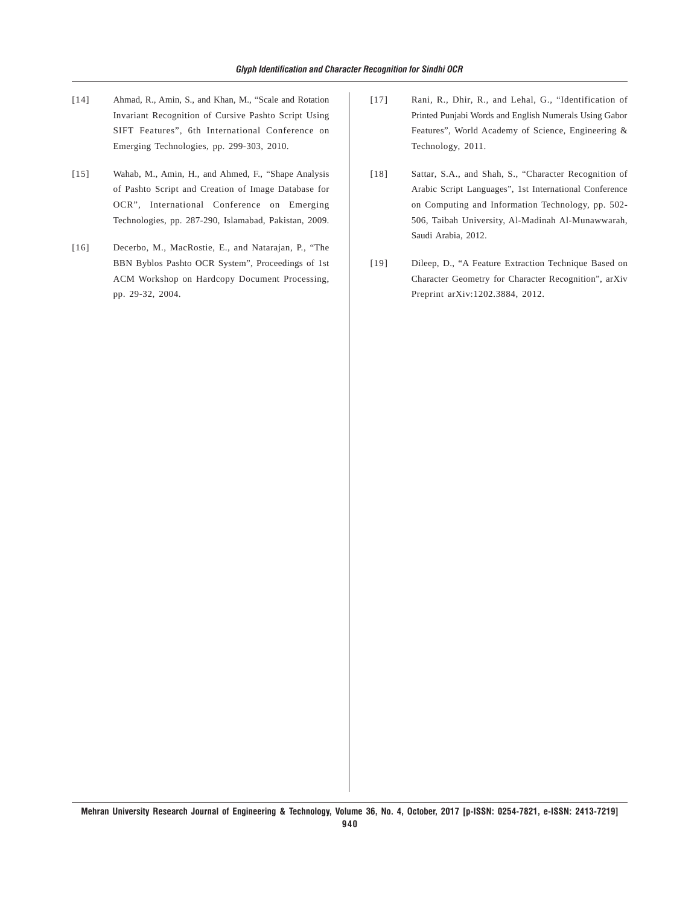[14] Ahmad, R., Amin, S., and Khan, M., "Scale and Rotation Invariant Recognition of Cursive Pashto Script Using SIFT Features", 6th International Conference on Emerging Technologies, pp. 299-303, 2010.

[15] Wahab, M., Amin, H., and Ahmed, F., "Shape Analysis of Pashto Script and Creation of Image Database for OCR", International Conference on Emerging Technologies, pp. 287-290, Islamabad, Pakistan, 2009.

[16] Decerbo, M., MacRostie, E., and Natarajan, P., "The BBN Byblos Pashto OCR System", Proceedings of 1st ACM Workshop on Hardcopy Document Processing, pp. 29-32, 2004.

[17] Rani, R., Dhir, R., and Lehal, G., "Identification of Printed Punjabi Words and English Numerals Using Gabor Features", World Academy of Science, Engineering & Technology, 2011.

[18] Sattar, S.A., and Shah, S., "Character Recognition of Arabic Script Languages", 1st International Conference on Computing and Information Technology, pp. 502-506, Taibah University, Al-Madinah Al-Munawwarah, Saudi Arabia, 2012.

[19] Dileep, D., "A Feature Extraction Technique Based on Character Geometry for Character Recognition", arXiv Preprint arXiv:1202.3884, 2012.